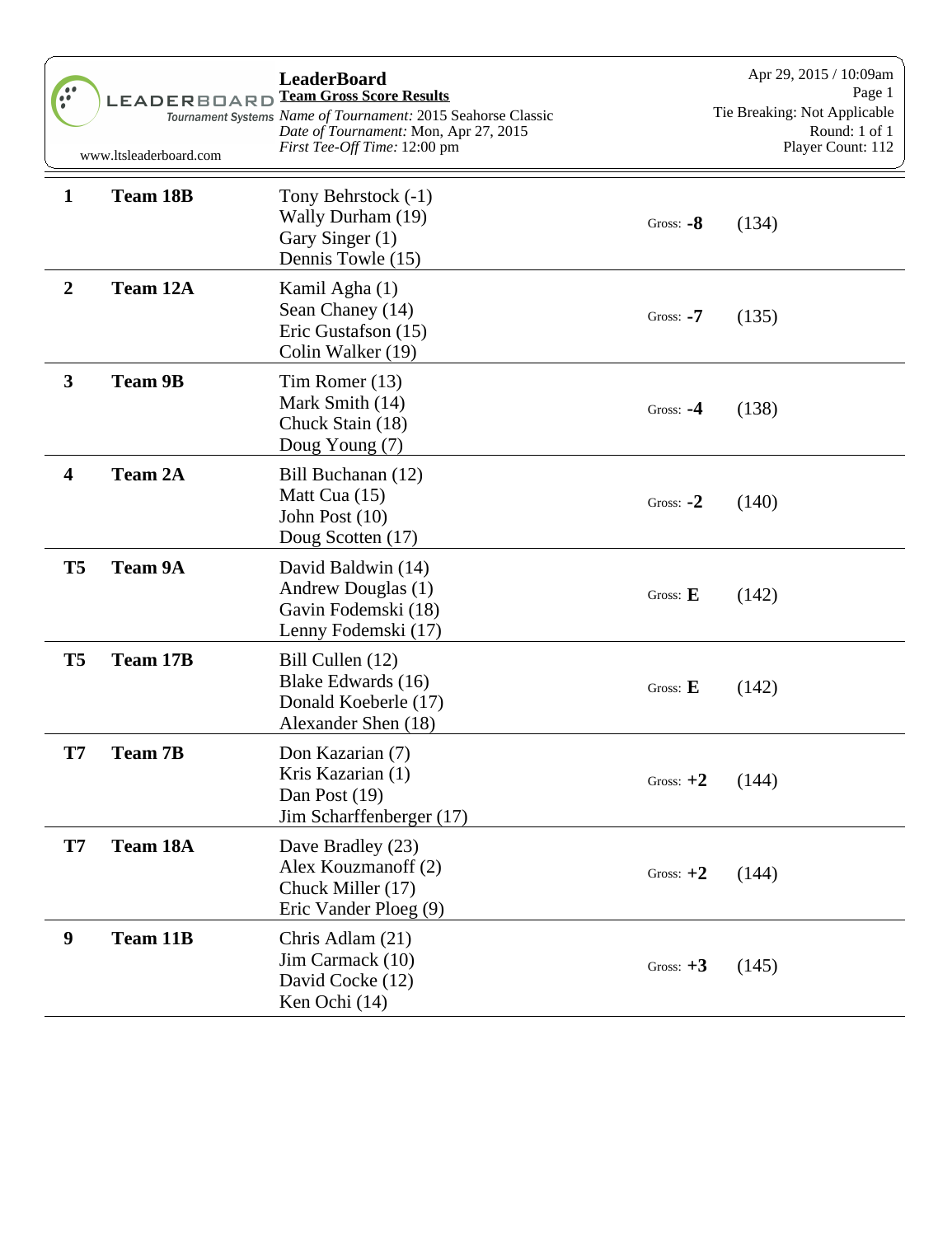# LeaderBoard

**Team Gross Score Results**

*Name of Tournament:* 2015 Seahorse Classic
*Date of Tournament:* Mon, Apr 27, 2015
*First Tee-Off Time:* 12:00 pm

Apr 29, 2015 / 10:09am
Tie Breaking: Not Applicable
Round: 1 of 1
Player Count: 112

www.ltsleaderboard.com

| Pos | Team | Players | Gross | Total |
|---|---|---|---|---|
| **1** | **Team 18B** | Tony Behrstock (-1)<br>Wally Durham (19)<br>Gary Singer (1)<br>Dennis Towle (15) | Gross: **-8** | (134) |
| **2** | **Team 12A** | Kamil Agha (1)<br>Sean Chaney (14)<br>Eric Gustafson (15)<br>Colin Walker (19) | Gross: **-7** | (135) |
| **3** | **Team 9B** | Tim Romer (13)<br>Mark Smith (14)<br>Chuck Stain (18)<br>Doug Young (7) | Gross: **-4** | (138) |
| **4** | **Team 2A** | Bill Buchanan (12)<br>Matt Cua (15)<br>John Post (10)<br>Doug Scotten (17) | Gross: **-2** | (140) |
| **T5** | **Team 9A** | David Baldwin (14)<br>Andrew Douglas (1)<br>Gavin Fodemski (18)<br>Lenny Fodemski (17) | Gross: **E** | (142) |
| **T5** | **Team 17B** | Bill Cullen (12)<br>Blake Edwards (16)<br>Donald Koeberle (17)<br>Alexander Shen (18) | Gross: **E** | (142) |
| **T7** | **Team 7B** | Don Kazarian (7)<br>Kris Kazarian (1)<br>Dan Post (19)<br>Jim Scharffenberger (17) | Gross: **+2** | (144) |
| **T7** | **Team 18A** | Dave Bradley (23)<br>Alex Kouzmanoff (2)<br>Chuck Miller (17)<br>Eric Vander Ploeg (9) | Gross: **+2** | (144) |
| **9** | **Team 11B** | Chris Adlam (21)<br>Jim Carmack (10)<br>David Cocke (12)<br>Ken Ochi (14) | Gross: **+3** | (145) |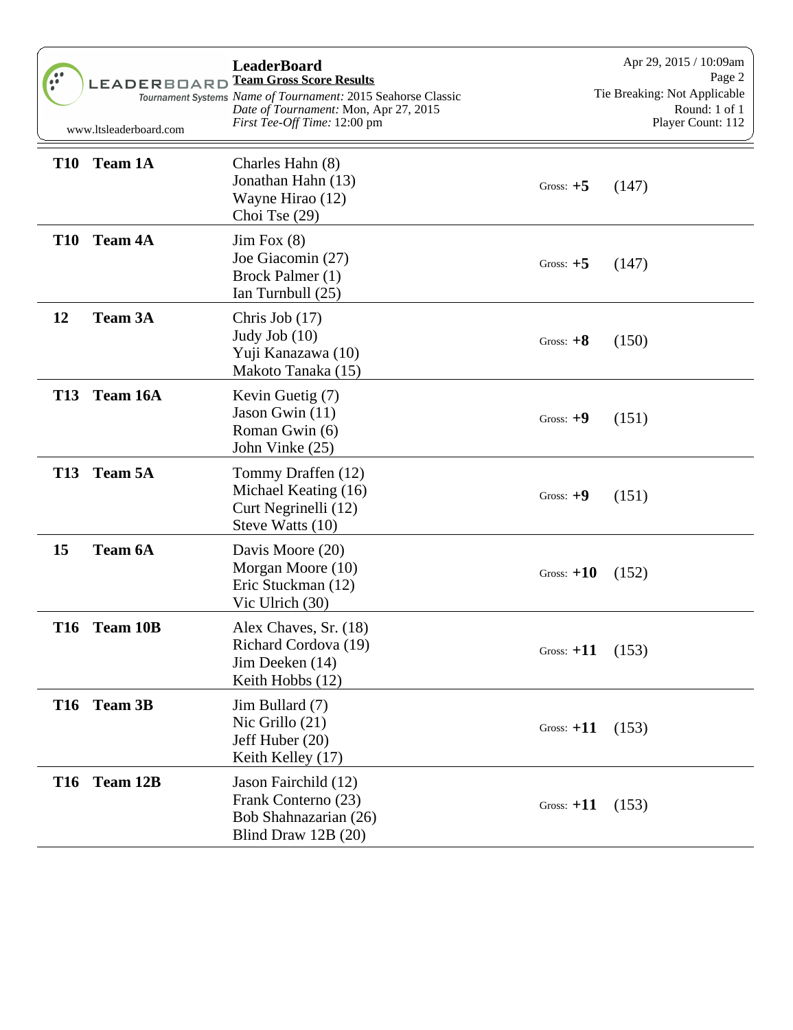| Pos | Team | Players | Gross | Total |
|---|---|---|---|---|
| T10 | Team 1A | Charles Hahn (8)<br>Jonathan Hahn (13)<br>Wayne Hirao (12)<br>Choi Tse (29) | Gross: +5 | (147) |
| T10 | Team 4A | Jim Fox (8)<br>Joe Giacomin (27)<br>Brock Palmer (1)<br>Ian Turnbull (25) | Gross: +5 | (147) |
| 12 | Team 3A | Chris Job (17)<br>Judy Job (10)<br>Yuji Kanazawa (10)<br>Makoto Tanaka (15) | Gross: +8 | (150) |
| T13 | Team 16A | Kevin Guetig (7)<br>Jason Gwin (11)<br>Roman Gwin (6)<br>John Vinke (25) | Gross: +9 | (151) |
| T13 | Team 5A | Tommy Draffen (12)<br>Michael Keating (16)<br>Curt Negrinelli (12)<br>Steve Watts (10) | Gross: +9 | (151) |
| 15 | Team 6A | Davis Moore (20)<br>Morgan Moore (10)<br>Eric Stuckman (12)<br>Vic Ulrich (30) | Gross: +10 | (152) |
| T16 | Team 10B | Alex Chaves, Sr. (18)<br>Richard Cordova (19)<br>Jim Deeken (14)<br>Keith Hobbs (12) | Gross: +11 | (153) |
| T16 | Team 3B | Jim Bullard (7)<br>Nic Grillo (21)<br>Jeff Huber (20)<br>Keith Kelley (17) | Gross: +11 | (153) |
| T16 | Team 12B | Jason Fairchild (12)<br>Frank Conterno (23)<br>Bob Shahnazarian (26)<br>Blind Draw 12B (20) | Gross: +11 | (153) |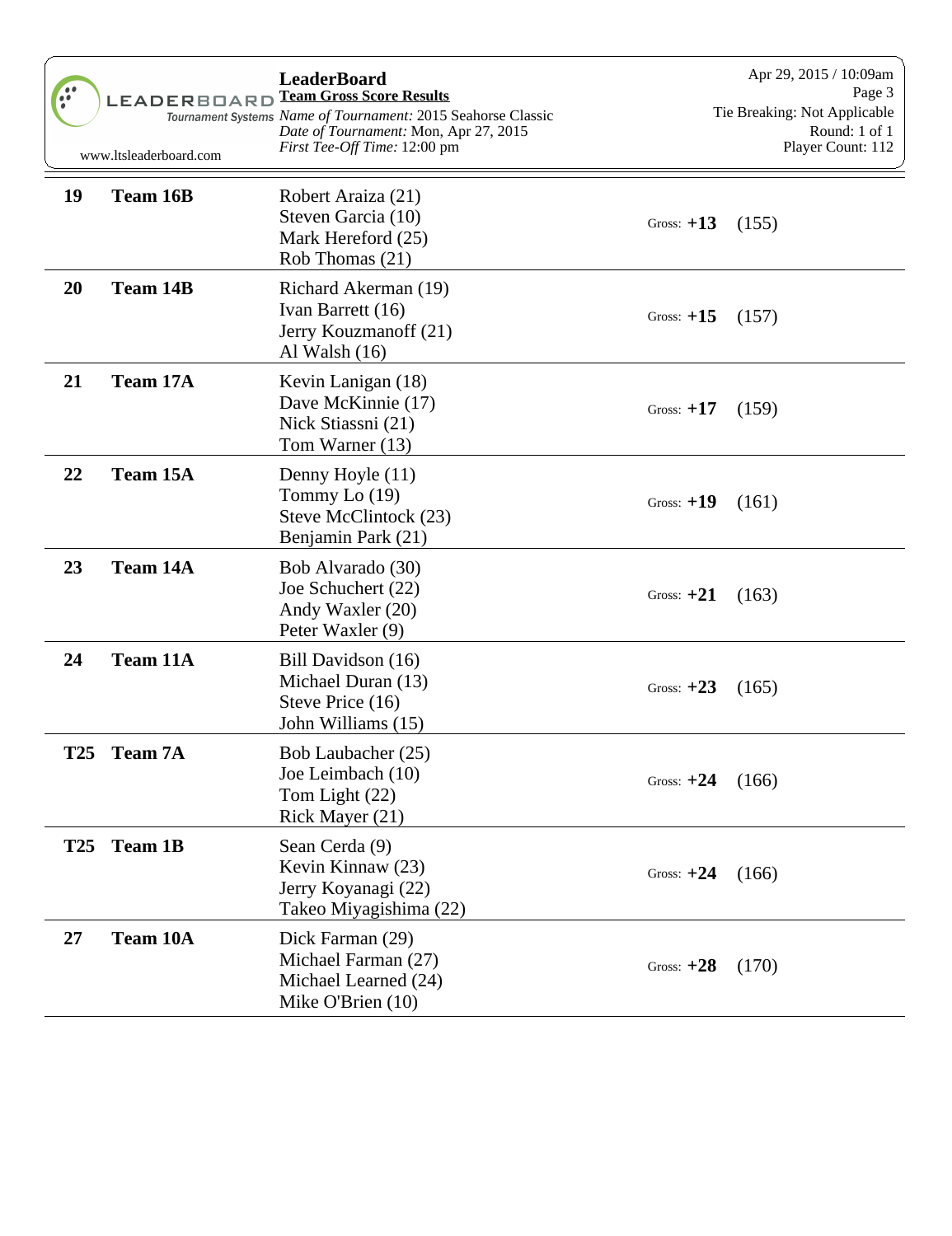| Pos | Team | Players | Gross | Total |
|---|---|---|---|---|
| 19 | **Team 16B** | Robert Araiza (21)<br>Steven Garcia (10)<br>Mark Hereford (25)<br>Rob Thomas (21) | Gross: **+13** | (155) |
| 20 | **Team 14B** | Richard Akerman (19)<br>Ivan Barrett (16)<br>Jerry Kouzmanoff (21)<br>Al Walsh (16) | Gross: **+15** | (157) |
| 21 | **Team 17A** | Kevin Lanigan (18)<br>Dave McKinnie (17)<br>Nick Stiassni (21)<br>Tom Warner (13) | Gross: **+17** | (159) |
| 22 | **Team 15A** | Denny Hoyle (11)<br>Tommy Lo (19)<br>Steve McClintock (23)<br>Benjamin Park (21) | Gross: **+19** | (161) |
| 23 | **Team 14A** | Bob Alvarado (30)<br>Joe Schuchert (22)<br>Andy Waxler (20)<br>Peter Waxler (9) | Gross: **+21** | (163) |
| 24 | **Team 11A** | Bill Davidson (16)<br>Michael Duran (13)<br>Steve Price (16)<br>John Williams (15) | Gross: **+23** | (165) |
| T25 | **Team 7A** | Bob Laubacher (25)<br>Joe Leimbach (10)<br>Tom Light (22)<br>Rick Mayer (21) | Gross: **+24** | (166) |
| T25 | **Team 1B** | Sean Cerda (9)<br>Kevin Kinnaw (23)<br>Jerry Koyanagi (22)<br>Takeo Miyagishima (22) | Gross: **+24** | (166) |
| 27 | **Team 10A** | Dick Farman (29)<br>Michael Farman (27)<br>Michael Learned (24)<br>Mike O'Brien (10) | Gross: **+28** | (170) |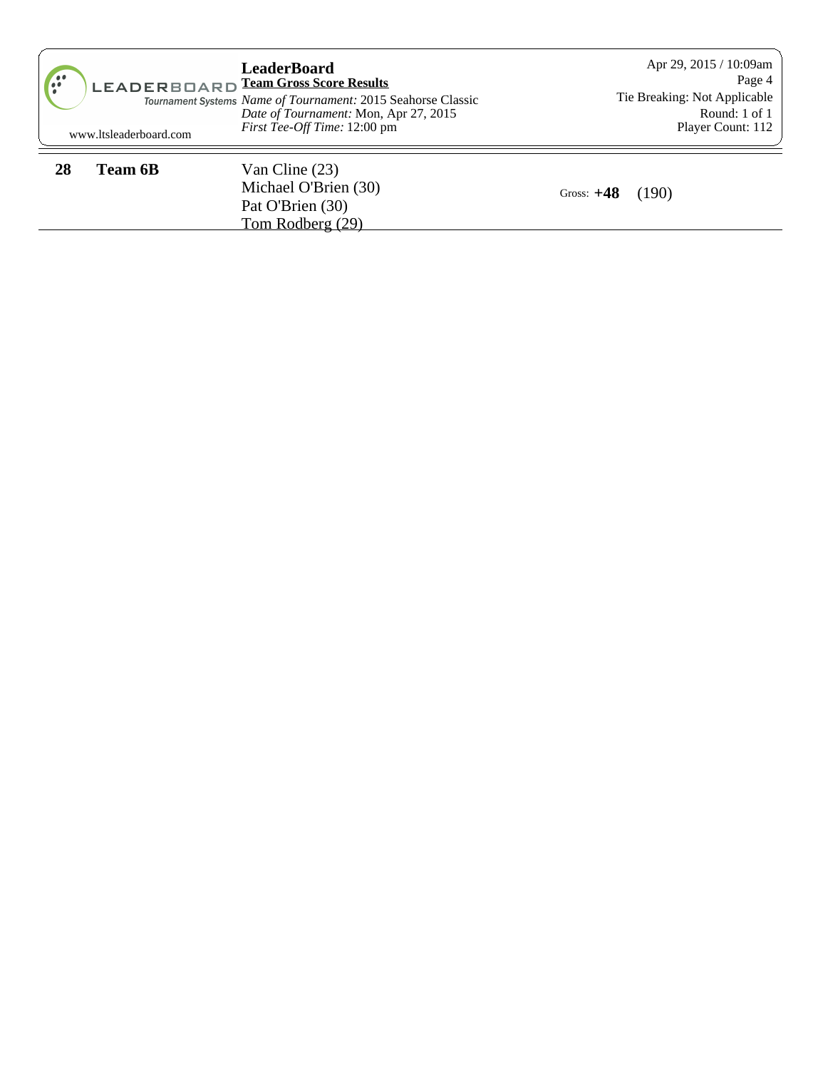| | | | |
|---|---|---|---|
| **28** | **Team 6B** | Van Cline (23)<br>Michael O'Brien (30)<br>Pat O'Brien (30)<br>Tom Rodberg (29) | Gross: **+48** (190) |